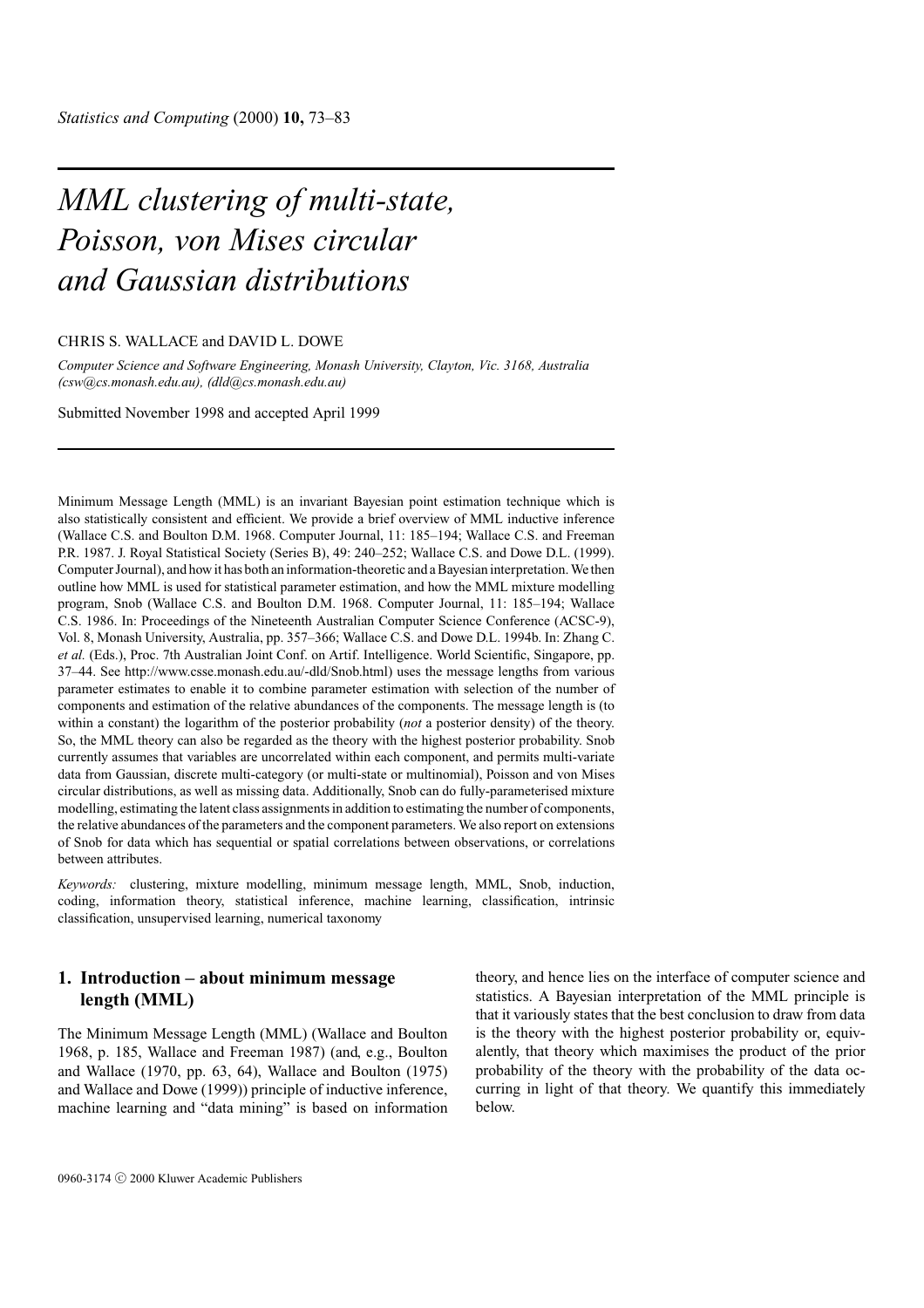# MML clustering of multi-state, Poisson, von Mises circular and Gaussian distributions

CHRIS S. WALLACE and DAVID L. DOWE

*Computer Science and Software Engineering, Monash University, Clayton, Vic. 3168, Australia (csw@cs.monash.edu.au), (dld@cs.monash.edu.au)*

Submitted November 1998 and accepted April 1999

Minimum Message Length (MML) is an invariant Bayesian point estimation technique which is also statistically consistent and efficient. We provide a brief overview of MML inductive inference (Wallace C.S. and Boulton D.M. 1968. Computer Journal, 11: 185–194; Wallace C.S. and Freeman P.R. 1987. J. Royal Statistical Society (Series B), 49: 240–252; Wallace C.S. and Dowe D.L. (1999). Computer Journal), and how it has both an information-theoretic and a Bayesian interpretation. We then outline how MML is used for statistical parameter estimation, and how the MML mixture modelling program, Snob (Wallace C.S. and Boulton D.M. 1968. Computer Journal, 11: 185–194; Wallace C.S. 1986. In: Proceedings of the Nineteenth Australian Computer Science Conference (ACSC-9), Vol. 8, Monash University, Australia, pp. 357–366; Wallace C.S. and Dowe D.L. 1994b. In: Zhang C. *et al.* (Eds.), Proc. 7th Australian Joint Conf. on Artif. Intelligence. World Scientific, Singapore, pp. 37–44. See http://www.csse.monash.edu.au/-dld/Snob.html) uses the message lengths from various parameter estimates to enable it to combine parameter estimation with selection of the number of components and estimation of the relative abundances of the components. The message length is (to within a constant) the logarithm of the posterior probability (*not* a posterior density) of the theory. So, the MML theory can also be regarded as the theory with the highest posterior probability. Snob currently assumes that variables are uncorrelated within each component, and permits multi-variate data from Gaussian, discrete multi-category (or multi-state or multinomial), Poisson and von Mises circular distributions, as well as missing data. Additionally, Snob can do fully-parameterised mixture modelling, estimating the latent class assignments in addition to estimating the number of components, the relative abundances of the parameters and the component parameters. We also report on extensions of Snob for data which has sequential or spatial correlations between observations, or correlations between attributes.

*Keywords:* clustering, mixture modelling, minimum message length, MML, Snob, induction, coding, information theory, statistical inference, machine learning, classification, intrinsic classification, unsupervised learning, numerical taxonomy

## 1. Introduction – about minimum message length (MML)

The Minimum Message Length (MML) (Wallace and Boulton 1968, p. 185, Wallace and Freeman 1987) (and, e.g., Boulton and Wallace (1970, pp. 63, 64), Wallace and Boulton (1975) and Wallace and Dowe (1999)) principle of inductive inference, machine learning and "data mining" is based on information theory, and hence lies on the interface of computer science and statistics. A Bayesian interpretation of the MML principle is that it variously states that the best conclusion to draw from data is the theory with the highest posterior probability or, equivalently, that theory which maximises the product of the prior probability of the theory with the probability of the data occurring in light of that theory. We quantify this immediately below.

0960-3174 © 2000 Kluwer Academic Publishers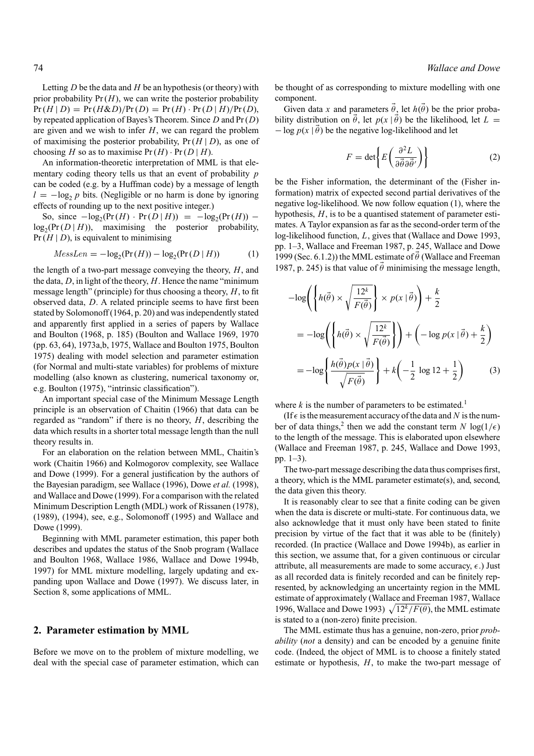Letting $D$ be the data and $H$ be an hypothesis (or theory) with prior probability $\Pr(H)$, we can write the posterior probability $\Pr(H \mid D) = \Pr(H\&D)/\Pr(D) = \Pr(H) \cdot \Pr(D \mid H)/\Pr(D)$, by repeated application of Bayes's Theorem. Since $D$ and $\Pr(D)$ are given and we wish to infer $H$, we can regard the problem of maximising the posterior probability, $\Pr(H \mid D)$, as one of choosing $H$ so as to maximise $\Pr(H) \cdot \Pr(D \mid H)$.

An information-theoretic interpretation of MML is that elementary coding theory tells us that an event of probability $p$ can be coded (e.g. by a Huffman code) by a message of length $l = -\log_2 p$ bits. (Negligible or no harm is done by ignoring effects of rounding up to the next positive integer.)

So, since $-\log_2(\Pr(H) \cdot \Pr(D \mid H)) = -\log_2(\Pr(H)) - \log_2(\Pr(D \mid H))$, maximising the posterior probability, $\Pr(H \mid D)$, is equivalent to minimising

$$MessLen = -\log_2(\Pr(H)) - \log_2(\Pr(D \mid H)) \tag{1}$$

the length of a two-part message conveying the theory, $H$, and the data, $D$, in light of the theory, $H$. Hence the name "minimum message length" (principle) for thus choosing a theory, $H$, to fit observed data, $D$. A related principle seems to have first been stated by Solomonoff (1964, p. 20) and was independently stated and apparently first applied in a series of papers by Wallace and Boulton (1968, p. 185) (Boulton and Wallace 1969, 1970 (pp. 63, 64), 1973a,b, 1975, Wallace and Boulton 1975, Boulton 1975) dealing with model selection and parameter estimation (for Normal and multi-state variables) for problems of mixture modelling (also known as clustering, numerical taxonomy or, e.g. Boulton (1975), "intrinsic classification").

An important special case of the Minimum Message Length principle is an observation of Chaitin (1966) that data can be regarded as "random" if there is no theory, $H$, describing the data which results in a shorter total message length than the null theory results in.

For an elaboration on the relation between MML, Chaitin's work (Chaitin 1966) and Kolmogorov complexity, see Wallace and Dowe (1999). For a general justification by the authors of the Bayesian paradigm, see Wallace (1996), Dowe *et al.* (1998), and Wallace and Dowe (1999). For a comparison with the related Minimum Description Length (MDL) work of Rissanen (1978), (1989), (1994), see, e.g., Solomonoff (1995) and Wallace and Dowe (1999).

Beginning with MML parameter estimation, this paper both describes and updates the status of the Snob program (Wallace and Boulton 1968, Wallace 1986, Wallace and Dowe 1994b, 1997) for MML mixture modelling, largely updating and expanding upon Wallace and Dowe (1997). We discuss later, in Section 8, some applications of MML.

## 2. Parameter estimation by MML

Before we move on to the problem of mixture modelling, we deal with the special case of parameter estimation, which can be thought of as corresponding to mixture modelling with one component.

Given data $x$ and parameters $\vec{\theta}$, let $h(\vec{\theta})$ be the prior probability distribution on $\vec{\theta}$, let $p(x \mid \vec{\theta})$ be the likelihood, let $L = -\log p(x \mid \vec{\theta})$ be the negative log-likelihood and let

$$F = \det\left\{ E\left( \frac{\partial^2 L}{\partial \vec{\theta} \partial \vec{\theta}'} \right) \right\} \tag{2}$$

be the Fisher information, the determinant of the (Fisher information) matrix of expected second partial derivatives of the negative log-likelihood. We now follow equation (1), where the hypothesis, $H$, is to be a quantised statement of parameter estimates. A Taylor expansion as far as the second-order term of the log-likelihood function, $L$, gives that (Wallace and Dowe 1993, pp. 1–3, Wallace and Freeman 1987, p. 245, Wallace and Dowe 1999 (Sec. 6.1.2)) the MML estimate of $\vec{\theta}$ (Wallace and Freeman 1987, p. 245) is that value of $\vec{\theta}$ minimising the message length,

$$\begin{aligned}
&-\log\left( \left\{ h(\vec{\theta}) \times \sqrt{\frac{12^k}{F(\vec{\theta})}} \right\} \times p(x \mid \vec{\theta}) \right) + \frac{k}{2} \\
&= -\log\left( \left\{ h(\vec{\theta}) \times \sqrt{\frac{12^k}{F(\vec{\theta})}} \right\} \right) + \left( -\log p(x \mid \vec{\theta}) + \frac{k}{2} \right) \\
&= -\log\left\{ \frac{h(\vec{\theta}) p(x \mid \vec{\theta})}{\sqrt{F(\vec{\theta})}} \right\} + k\left( -\frac{1}{2} \log 12 + \frac{1}{2} \right)
\end{aligned} \tag{3}$$

where $k$ is the number of parameters to be estimated.[1]

(If $\epsilon$ is the measurement accuracy of the data and $N$ is the number of data things,[2] then we add the constant term $N \log(1/\epsilon)$ to the length of the message. This is elaborated upon elsewhere (Wallace and Freeman 1987, p. 245, Wallace and Dowe 1993, pp. 1–3).

The two-part message describing the data thus comprises first, a theory, which is the MML parameter estimate(s), and, second, the data given this theory.

It is reasonably clear to see that a finite coding can be given when the data is discrete or multi-state. For continuous data, we also acknowledge that it must only have been stated to finite precision by virtue of the fact that it was able to be (finitely) recorded. (In practice (Wallace and Dowe 1994b), as earlier in this section, we assume that, for a given continuous or circular attribute, all measurements are made to some accuracy, $\epsilon$.) Just as all recorded data is finitely recorded and can be finitely represented, by acknowledging an uncertainty region in the MML estimate of approximately (Wallace and Freeman 1987, Wallace 1996, Wallace and Dowe 1993) $\sqrt{12^k/F(\theta)}$, the MML estimate is stated to a (non-zero) finite precision.

The MML estimate thus has a genuine, non-zero, prior *probability* (*not* a density) and can be encoded by a genuine finite code. (Indeed, the object of MML is to choose a finitely stated estimate or hypothesis, $H$, to make the two-part message of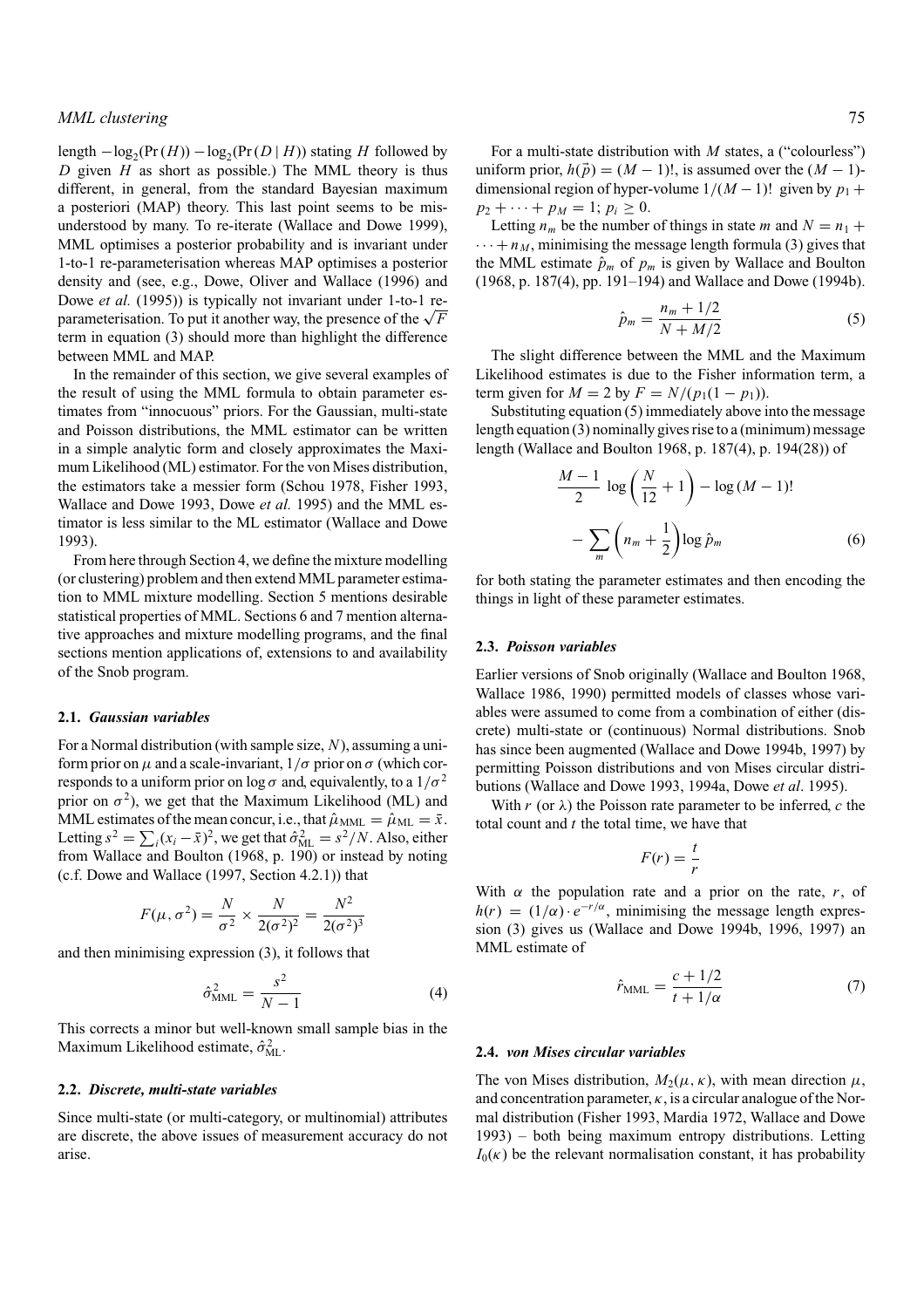length $-\log_2(\Pr(H)) - \log_2(\Pr(D \mid H))$ stating $H$ followed by $D$ given $H$ as short as possible.) The MML theory is thus different, in general, from the standard Bayesian maximum a posteriori (MAP) theory. This last point seems to be misunderstood by many. To re-iterate (Wallace and Dowe 1999), MML optimises a posterior probability and is invariant under 1-to-1 re-parameterisation whereas MAP optimises a posterior density and (see, e.g., Dowe, Oliver and Wallace (1996) and Dowe *et al.* (1995)) is typically not invariant under 1-to-1 re-parameterisation. To put it another way, the presence of the $\sqrt{F}$ term in equation (3) should more than highlight the difference between MML and MAP.

In the remainder of this section, we give several examples of the result of using the MML formula to obtain parameter estimates from "innocuous" priors. For the Gaussian, multi-state and Poisson distributions, the MML estimator can be written in a simple analytic form and closely approximates the Maximum Likelihood (ML) estimator. For the von Mises distribution, the estimators take a messier form (Schou 1978, Fisher 1993, Wallace and Dowe 1993, Dowe *et al.* 1995) and the MML estimator is less similar to the ML estimator (Wallace and Dowe 1993).

From here through Section 4, we define the mixture modelling (or clustering) problem and then extend MML parameter estimation to MML mixture modelling. Section 5 mentions desirable statistical properties of MML. Sections 6 and 7 mention alternative approaches and mixture modelling programs, and the final sections mention applications of, extensions to and availability of the Snob program.

### 2.1. *Gaussian variables*

For a Normal distribution (with sample size, $N$), assuming a uniform prior on $\mu$ and a scale-invariant, $1/\sigma$ prior on $\sigma$ (which corresponds to a uniform prior on $\log \sigma$ and, equivalently, to a $1/\sigma^2$ prior on $\sigma^2$), we get that the Maximum Likelihood (ML) and MML estimates of the mean concur, i.e., that $\hat{\mu}_{\text{MML}} = \hat{\mu}_{\text{ML}} = \bar{x}$. Letting $s^2 = \sum_i (x_i - \bar{x})^2$, we get that $\hat{\sigma}^2_{\text{ML}} = s^2/N$. Also, either from Wallace and Boulton (1968, p. 190) or instead by noting (c.f. Dowe and Wallace (1997, Section 4.2.1)) that

$$F(\mu, \sigma^2) = \frac{N}{\sigma^2} \times \frac{N}{2(\sigma^2)^2} = \frac{N^2}{2(\sigma^2)^3}$$

and then minimising expression (3), it follows that

$$\hat{\sigma}^2_{\text{MML}} = \frac{s^2}{N-1} \tag{4}$$

This corrects a minor but well-known small sample bias in the Maximum Likelihood estimate, $\hat{\sigma}^2_{\text{ML}}$.

### 2.2. *Discrete, multi-state variables*

Since multi-state (or multi-category, or multinomial) attributes are discrete, the above issues of measurement accuracy do not arise.

For a multi-state distribution with $M$ states, a ("colourless") uniform prior, $h(\vec{p}) = (M-1)!$, is assumed over the $(M-1)$-dimensional region of hyper-volume $1/(M-1)!$ given by $p_1 + p_2 + \cdots + p_M = 1$; $p_i \geq 0$.

Letting $n_m$ be the number of things in state $m$ and $N = n_1 + \cdots + n_M$, minimising the message length formula (3) gives that the MML estimate $\hat{p}_m$ of $p_m$ is given by Wallace and Boulton (1968, p. 187(4), pp. 191–194) and Wallace and Dowe (1994b).

$$\hat{p}_m = \frac{n_m + 1/2}{N + M/2} \tag{5}$$

The slight difference between the MML and the Maximum Likelihood estimates is due to the Fisher information term, a term given for $M = 2$ by $F = N/(p_1(1-p_1))$.

Substituting equation (5) immediately above into the message length equation (3) nominally gives rise to a (minimum) message length (Wallace and Boulton 1968, p. 187(4), p. 194(28)) of

$$\frac{M-1}{2} \log\left(\frac{N}{12} + 1\right) - \log(M-1)! - \sum_m \left(n_m + \frac{1}{2}\right) \log \hat{p}_m \tag{6}$$

for both stating the parameter estimates and then encoding the things in light of these parameter estimates.

### 2.3. *Poisson variables*

Earlier versions of Snob originally (Wallace and Boulton 1968, Wallace 1986, 1990) permitted models of classes whose variables were assumed to come from a combination of either (discrete) multi-state or (continuous) Normal distributions. Snob has since been augmented (Wallace and Dowe 1994b, 1997) by permitting Poisson distributions and von Mises circular distributions (Wallace and Dowe 1993, 1994a, Dowe *et al*. 1995).

With $r$ (or $\lambda$) the Poisson rate parameter to be inferred, $c$ the total count and $t$ the total time, we have that

$$F(r) = \frac{t}{r}$$

With $\alpha$ the population rate and a prior on the rate, $r$, of $h(r) = (1/\alpha) \cdot e^{-r/\alpha}$, minimising the message length expression (3) gives us (Wallace and Dowe 1994b, 1996, 1997) an MML estimate of

$$\hat{r}_{\text{MML}} = \frac{c + 1/2}{t + 1/\alpha} \tag{7}$$

### 2.4. *von Mises circular variables*

The von Mises distribution, $M_2(\mu, \kappa)$, with mean direction $\mu$, and concentration parameter, $\kappa$, is a circular analogue of the Normal distribution (Fisher 1993, Mardia 1972, Wallace and Dowe 1993) – both being maximum entropy distributions. Letting $I_0(\kappa)$ be the relevant normalisation constant, it has probability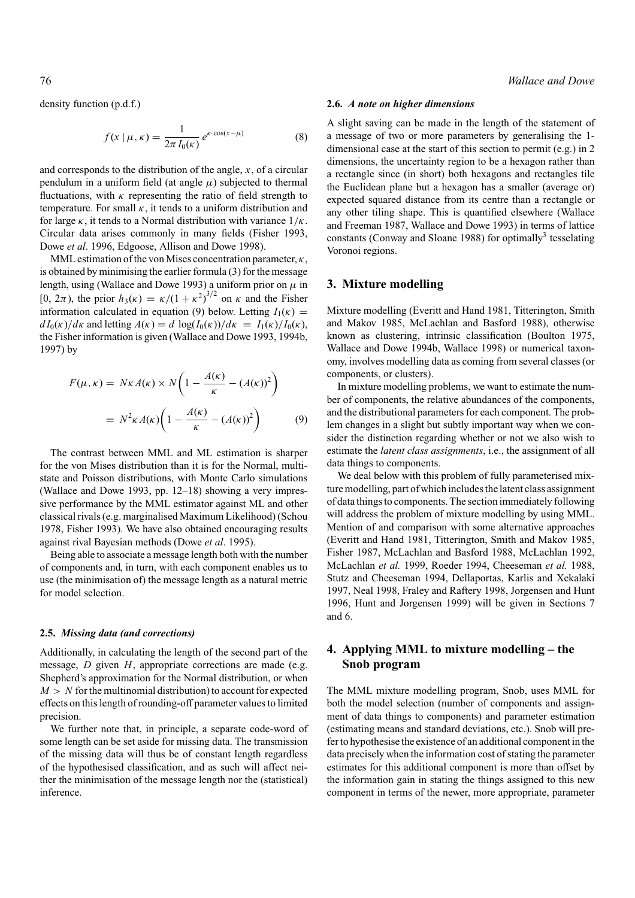density function (p.d.f.)

$$f(x \mid \mu, \kappa) = \frac{1}{2\pi I_0(\kappa)} e^{\kappa \cdot \cos(x-\mu)} \tag{8}$$

and corresponds to the distribution of the angle, $x$, of a circular pendulum in a uniform field (at angle $\mu$) subjected to thermal fluctuations, with $\kappa$ representing the ratio of field strength to temperature. For small $\kappa$, it tends to a uniform distribution and for large $\kappa$, it tends to a Normal distribution with variance $1/\kappa$. Circular data arises commonly in many fields (Fisher 1993, Dowe *et al*. 1996, Edgoose, Allison and Dowe 1998).

MML estimation of the von Mises concentration parameter, $\kappa$, is obtained by minimising the earlier formula (3) for the message length, using (Wallace and Dowe 1993) a uniform prior on $\mu$ in $[0, 2\pi)$, the prior $h_3(\kappa) = \kappa/(1+\kappa^2)^{3/2}$ on $\kappa$ and the Fisher information calculated in equation (9) below. Letting $I_1(\kappa) = dI_0(\kappa)/d\kappa$ and letting $A(\kappa) = d\,\log(I_0(\kappa))/d\kappa = I_1(\kappa)/I_0(\kappa)$, the Fisher information is given (Wallace and Dowe 1993, 1994b, 1997) by

$$\begin{aligned} F(\mu, \kappa) &= N\kappa A(\kappa) \times N\left(1 - \frac{A(\kappa)}{\kappa} - (A(\kappa))^2\right) \\ &= N^2 \kappa A(\kappa)\left(1 - \frac{A(\kappa)}{\kappa} - (A(\kappa))^2\right) \end{aligned} \tag{9}$$

The contrast between MML and ML estimation is sharper for the von Mises distribution than it is for the Normal, multi-state and Poisson distributions, with Monte Carlo simulations (Wallace and Dowe 1993, pp. 12–18) showing a very impressive performance by the MML estimator against ML and other classical rivals (e.g. marginalised Maximum Likelihood) (Schou 1978, Fisher 1993). We have also obtained encouraging results against rival Bayesian methods (Dowe *et al*. 1995).

Being able to associate a message length both with the number of components and, in turn, with each component enables us to use (the minimisation of) the message length as a natural metric for model selection.

### 2.5. *Missing data (and corrections)*

Additionally, in calculating the length of the second part of the message, $D$ given $H$, appropriate corrections are made (e.g. Shepherd's approximation for the Normal distribution, or when $M > N$ for the multinomial distribution) to account for expected effects on this length of rounding-off parameter values to limited precision.

We further note that, in principle, a separate code-word of some length can be set aside for missing data. The transmission of the missing data will thus be of constant length regardless of the hypothesised classification, and as such will affect neither the minimisation of the message length nor the (statistical) inference.

### 2.6. *A note on higher dimensions*

A slight saving can be made in the length of the statement of a message of two or more parameters by generalising the 1-dimensional case at the start of this section to permit (e.g.) in 2 dimensions, the uncertainty region to be a hexagon rather than a rectangle since (in short) both hexagons and rectangles tile the Euclidean plane but a hexagon has a smaller (average or) expected squared distance from its centre than a rectangle or any other tiling shape. This is quantified elsewhere (Wallace and Freeman 1987, Wallace and Dowe 1993) in terms of lattice constants (Conway and Sloane 1988) for optimally[3] tesselating Voronoi regions.

## 3. Mixture modelling

Mixture modelling (Everitt and Hand 1981, Titterington, Smith and Makov 1985, McLachlan and Basford 1988), otherwise known as clustering, intrinsic classification (Boulton 1975, Wallace and Dowe 1994b, Wallace 1998) or numerical taxonomy, involves modelling data as coming from several classes (or components, or clusters).

In mixture modelling problems, we want to estimate the number of components, the relative abundances of the components, and the distributional parameters for each component. The problem changes in a slight but subtly important way when we consider the distinction regarding whether or not we also wish to estimate the *latent class assignments*, i.e., the assignment of all data things to components.

We deal below with this problem of fully parameterised mixture modelling, part of which includes the latent class assignment of data things to components. The section immediately following will address the problem of mixture modelling by using MML. Mention of and comparison with some alternative approaches (Everitt and Hand 1981, Titterington, Smith and Makov 1985, Fisher 1987, McLachlan and Basford 1988, McLachlan 1992, McLachlan *et al.* 1999, Roeder 1994, Cheeseman *et al.* 1988, Stutz and Cheeseman 1994, Dellaportas, Karlis and Xekalaki 1997, Neal 1998, Fraley and Raftery 1998, Jorgensen and Hunt 1996, Hunt and Jorgensen 1999) will be given in Sections 7 and 6.

## 4. Applying MML to mixture modelling – the Snob program

The MML mixture modelling program, Snob, uses MML for both the model selection (number of components and assignment of data things to components) and parameter estimation (estimating means and standard deviations, etc.). Snob will prefer to hypothesise the existence of an additional component in the data precisely when the information cost of stating the parameter estimates for this additional component is more than offset by the information gain in stating the things assigned to this new component in terms of the newer, more appropriate, parameter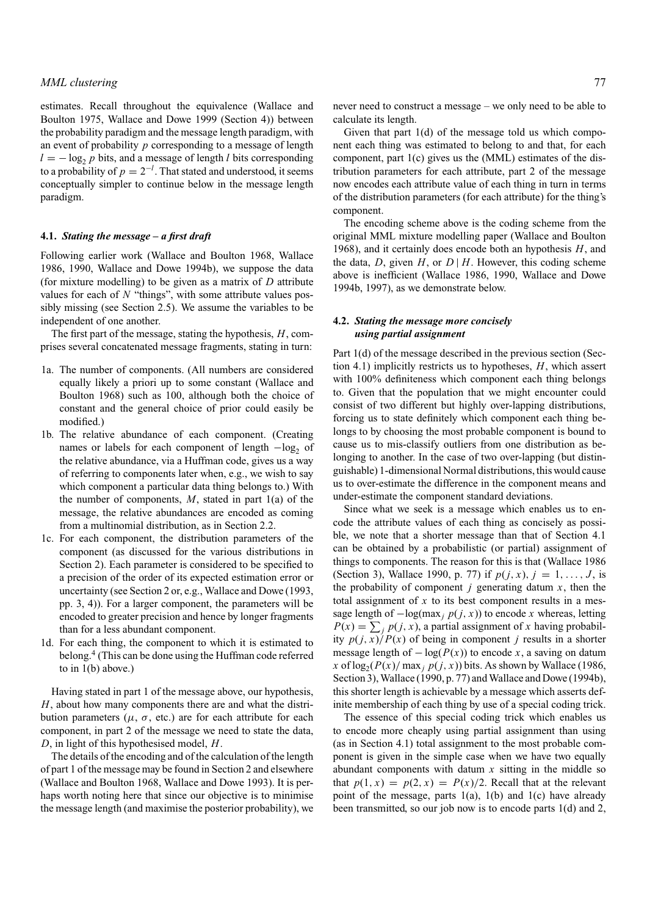estimates. Recall throughout the equivalence (Wallace and Boulton 1975, Wallace and Dowe 1999 (Section 4)) between the probability paradigm and the message length paradigm, with an event of probability $p$ corresponding to a message of length $l = -\log_2 p$ bits, and a message of length $l$ bits corresponding to a probability of $p = 2^{-l}$. That stated and understood, it seems conceptually simpler to continue below in the message length paradigm.

### 4.1. *Stating the message – a first draft*

Following earlier work (Wallace and Boulton 1968, Wallace 1986, 1990, Wallace and Dowe 1994b), we suppose the data (for mixture modelling) to be given as a matrix of $D$ attribute values for each of $N$ "things", with some attribute values possibly missing (see Section 2.5). We assume the variables to be independent of one another.

The first part of the message, stating the hypothesis, $H$, comprises several concatenated message fragments, stating in turn:

1a. The number of components. (All numbers are considered equally likely a priori up to some constant (Wallace and Boulton 1968) such as 100, although both the choice of constant and the general choice of prior could easily be modified.)

1b. The relative abundance of each component. (Creating names or labels for each component of length $-\log_2$ of the relative abundance, via a Huffman code, gives us a way of referring to components later when, e.g., we wish to say which component a particular data thing belongs to.) With the number of components, $M$, stated in part 1(a) of the message, the relative abundances are encoded as coming from a multinomial distribution, as in Section 2.2.

1c. For each component, the distribution parameters of the component (as discussed for the various distributions in Section 2). Each parameter is considered to be specified to a precision of the order of its expected estimation error or uncertainty (see Section 2 or, e.g., Wallace and Dowe (1993, pp. 3, 4)). For a larger component, the parameters will be encoded to greater precision and hence by longer fragments than for a less abundant component.

1d. For each thing, the component to which it is estimated to belong.[4] (This can be done using the Huffman code referred to in 1(b) above.)

Having stated in part 1 of the message above, our hypothesis, $H$, about how many components there are and what the distribution parameters ($\mu$, $\sigma$, etc.) are for each attribute for each component, in part 2 of the message we need to state the data, $D$, in light of this hypothesised model, $H$.

The details of the encoding and of the calculation of the length of part 1 of the message may be found in Section 2 and elsewhere (Wallace and Boulton 1968, Wallace and Dowe 1993). It is perhaps worth noting here that since our objective is to minimise the message length (and maximise the posterior probability), we never need to construct a message – we only need to be able to calculate its length.

Given that part 1(d) of the message told us which component each thing was estimated to belong to and that, for each component, part 1(c) gives us the (MML) estimates of the distribution parameters for each attribute, part 2 of the message now encodes each attribute value of each thing in turn in terms of the distribution parameters (for each attribute) for the thing's component.

The encoding scheme above is the coding scheme from the original MML mixture modelling paper (Wallace and Boulton 1968), and it certainly does encode both an hypothesis $H$, and the data, $D$, given $H$, or $D \mid H$. However, this coding scheme above is inefficient (Wallace 1986, 1990, Wallace and Dowe 1994b, 1997), as we demonstrate below.

### 4.2. *Stating the message more concisely using partial assignment*

Part 1(d) of the message described in the previous section (Section 4.1) implicitly restricts us to hypotheses, $H$, which assert with 100% definiteness which component each thing belongs to. Given that the population that we might encounter could consist of two different but highly over-lapping distributions, forcing us to state definitely which component each thing belongs to by choosing the most probable component is bound to cause us to mis-classify outliers from one distribution as belonging to another. In the case of two over-lapping (but distinguishable) 1-dimensional Normal distributions, this would cause us to over-estimate the difference in the component means and under-estimate the component standard deviations.

Since what we seek is a message which enables us to encode the attribute values of each thing as concisely as possible, we note that a shorter message than that of Section 4.1 can be obtained by a probabilistic (or partial) assignment of things to components. The reason for this is that (Wallace 1986 (Section 3), Wallace 1990, p. 77) if $p(j, x)$, $j = 1, \ldots, J$, is the probability of component $j$ generating datum $x$, then the total assignment of $x$ to its best component results in a message length of $-\log(\max_j p(j, x))$ to encode $x$ whereas, letting $P(x) = \sum_j p(j, x)$, a partial assignment of $x$ having probability $p(j, x)/P(x)$ of being in component $j$ results in a shorter message length of $-\log(P(x))$ to encode $x$, a saving on datum $x$ of $\log_2(P(x)/\max_j p(j, x))$ bits. As shown by Wallace (1986, Section 3), Wallace (1990, p. 77) and Wallace and Dowe (1994b), this shorter length is achievable by a message which asserts definite membership of each thing by use of a special coding trick.

The essence of this special coding trick which enables us to encode more cheaply using partial assignment than using (as in Section 4.1) total assignment to the most probable component is given in the simple case when we have two equally abundant components with datum $x$ sitting in the middle so that $p(1, x) = p(2, x) = P(x)/2$. Recall that at the relevant point of the message, parts 1(a), 1(b) and 1(c) have already been transmitted, so our job now is to encode parts 1(d) and 2,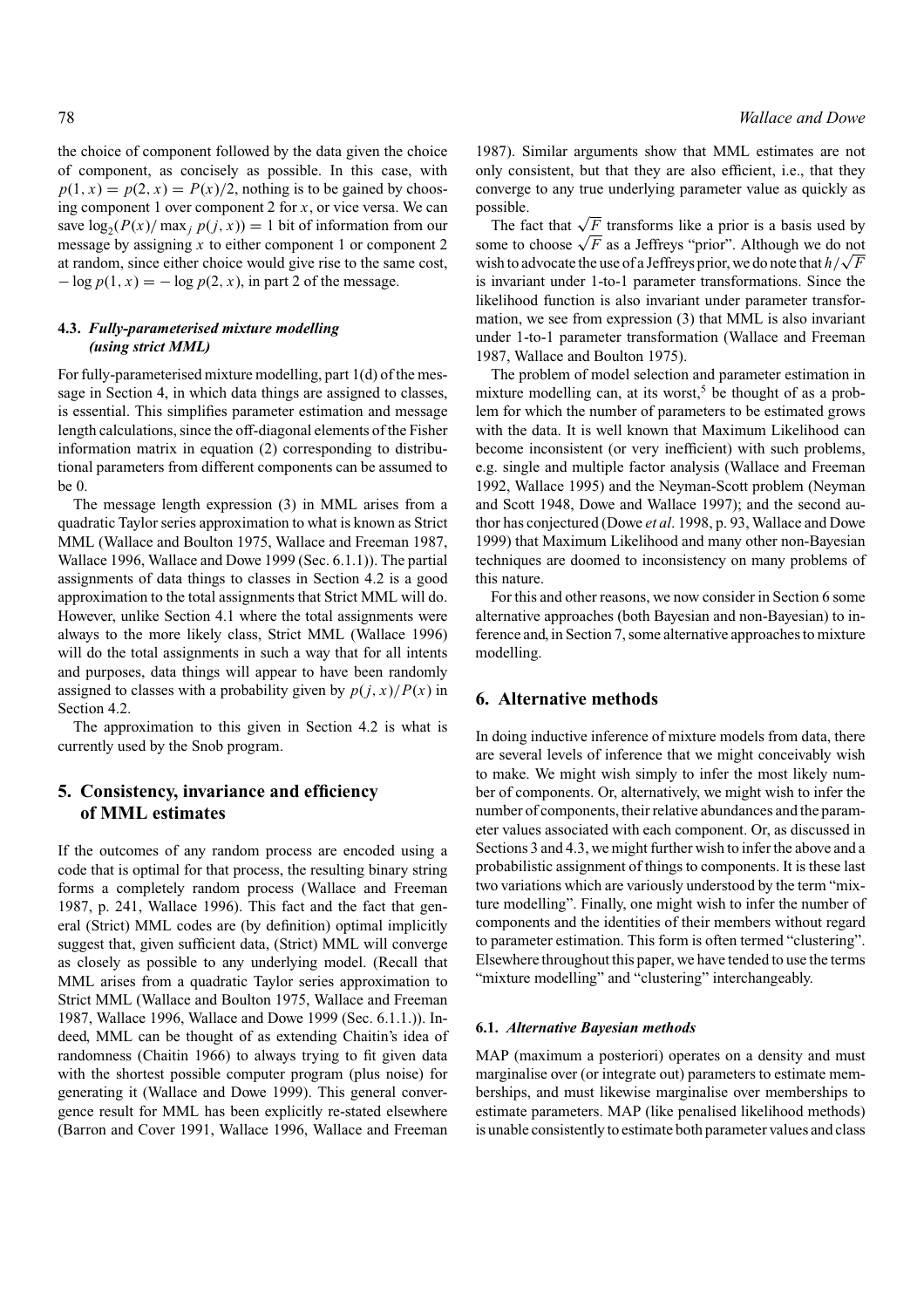the choice of component followed by the data given the choice of component, as concisely as possible. In this case, with $p(1, x) = p(2, x) = P(x)/2$, nothing is to be gained by choosing component 1 over component 2 for $x$, or vice versa. We can save $\log_2(P(x)/\max_j p(j, x)) = 1$ bit of information from our message by assigning $x$ to either component 1 or component 2 at random, since either choice would give rise to the same cost, $-\log p(1, x) = -\log p(2, x)$, in part 2 of the message.

### 4.3. *Fully-parameterised mixture modelling (using strict MML)*

For fully-parameterised mixture modelling, part 1(d) of the message in Section 4, in which data things are assigned to classes, is essential. This simplifies parameter estimation and message length calculations, since the off-diagonal elements of the Fisher information matrix in equation (2) corresponding to distributional parameters from different components can be assumed to be 0.

The message length expression (3) in MML arises from a quadratic Taylor series approximation to what is known as Strict MML (Wallace and Boulton 1975, Wallace and Freeman 1987, Wallace 1996, Wallace and Dowe 1999 (Sec. 6.1.1)). The partial assignments of data things to classes in Section 4.2 is a good approximation to the total assignments that Strict MML will do. However, unlike Section 4.1 where the total assignments were always to the more likely class, Strict MML (Wallace 1996) will do the total assignments in such a way that for all intents and purposes, data things will appear to have been randomly assigned to classes with a probability given by $p(j, x)/P(x)$ in Section 4.2.

The approximation to this given in Section 4.2 is what is currently used by the Snob program.

## 5. Consistency, invariance and efficiency of MML estimates

If the outcomes of any random process are encoded using a code that is optimal for that process, the resulting binary string forms a completely random process (Wallace and Freeman 1987, p. 241, Wallace 1996). This fact and the fact that general (Strict) MML codes are (by definition) optimal implicitly suggest that, given sufficient data, (Strict) MML will converge as closely as possible to any underlying model. (Recall that MML arises from a quadratic Taylor series approximation to Strict MML (Wallace and Boulton 1975, Wallace and Freeman 1987, Wallace 1996, Wallace and Dowe 1999 (Sec. 6.1.1.)). Indeed, MML can be thought of as extending Chaitin's idea of randomness (Chaitin 1966) to always trying to fit given data with the shortest possible computer program (plus noise) for generating it (Wallace and Dowe 1999). This general convergence result for MML has been explicitly re-stated elsewhere (Barron and Cover 1991, Wallace 1996, Wallace and Freeman 1987). Similar arguments show that MML estimates are not only consistent, but that they are also efficient, i.e., that they converge to any true underlying parameter value as quickly as possible.

The fact that $\sqrt{F}$ transforms like a prior is a basis used by some to choose $\sqrt{F}$ as a Jeffreys "prior". Although we do not wish to advocate the use of a Jeffreys prior, we do note that $h/\sqrt{F}$ is invariant under 1-to-1 parameter transformations. Since the likelihood function is also invariant under parameter transformation, we see from expression (3) that MML is also invariant under 1-to-1 parameter transformation (Wallace and Freeman 1987, Wallace and Boulton 1975).

The problem of model selection and parameter estimation in mixture modelling can, at its worst,[5] be thought of as a problem for which the number of parameters to be estimated grows with the data. It is well known that Maximum Likelihood can become inconsistent (or very inefficient) with such problems, e.g. single and multiple factor analysis (Wallace and Freeman 1992, Wallace 1995) and the Neyman-Scott problem (Neyman and Scott 1948, Dowe and Wallace 1997); and the second author has conjectured (Dowe *et al*. 1998, p. 93, Wallace and Dowe 1999) that Maximum Likelihood and many other non-Bayesian techniques are doomed to inconsistency on many problems of this nature.

For this and other reasons, we now consider in Section 6 some alternative approaches (both Bayesian and non-Bayesian) to inference and, in Section 7, some alternative approaches to mixture modelling.

## 6. Alternative methods

In doing inductive inference of mixture models from data, there are several levels of inference that we might conceivably wish to make. We might wish simply to infer the most likely number of components. Or, alternatively, we might wish to infer the number of components, their relative abundances and the parameter values associated with each component. Or, as discussed in Sections 3 and 4.3, we might further wish to infer the above and a probabilistic assignment of things to components. It is these last two variations which are variously understood by the term "mixture modelling". Finally, one might wish to infer the number of components and the identities of their members without regard to parameter estimation. This form is often termed "clustering". Elsewhere throughout this paper, we have tended to use the terms "mixture modelling" and "clustering" interchangeably.

### 6.1. *Alternative Bayesian methods*

MAP (maximum a posteriori) operates on a density and must marginalise over (or integrate out) parameters to estimate memberships, and must likewise marginalise over memberships to estimate parameters. MAP (like penalised likelihood methods) is unable consistently to estimate both parameter values and class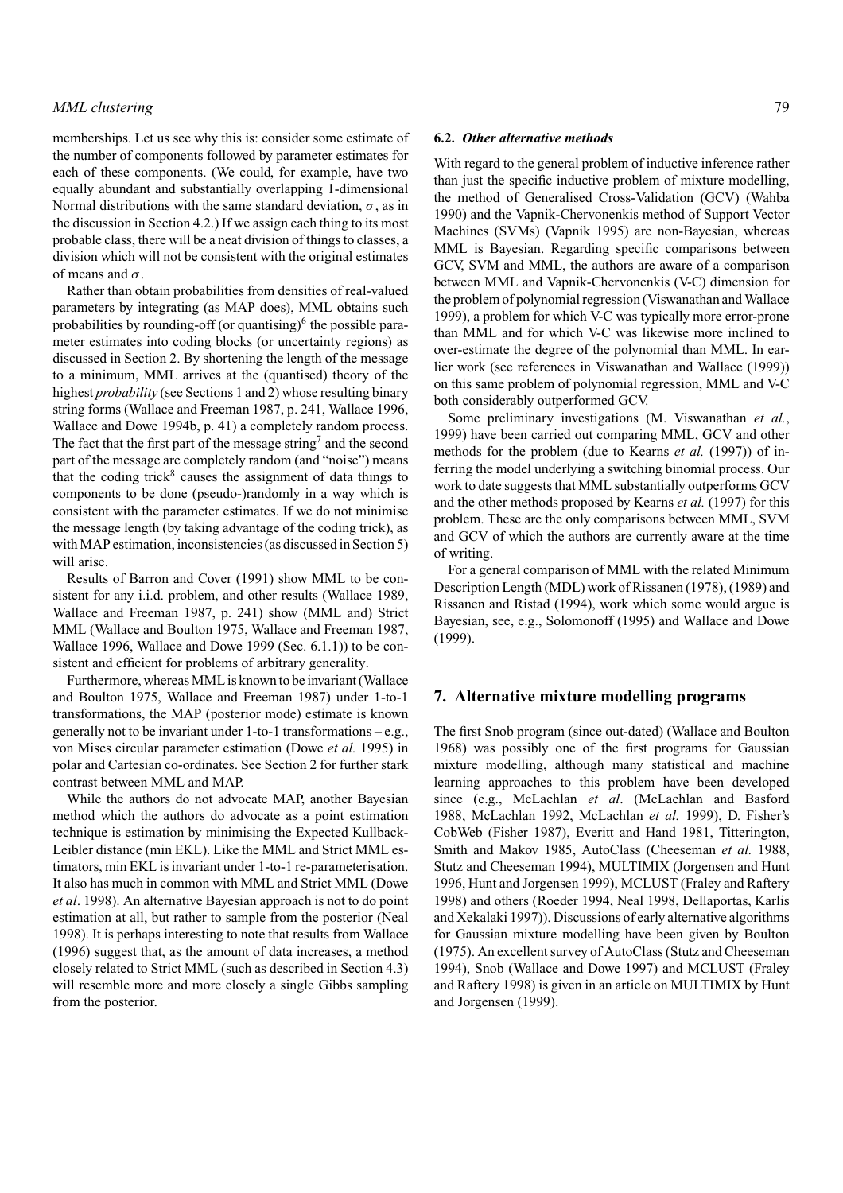memberships. Let us see why this is: consider some estimate of the number of components followed by parameter estimates for each of these components. (We could, for example, have two equally abundant and substantially overlapping 1-dimensional Normal distributions with the same standard deviation, $\sigma$, as in the discussion in Section 4.2.) If we assign each thing to its most probable class, there will be a neat division of things to classes, a division which will not be consistent with the original estimates of means and $\sigma$.

Rather than obtain probabilities from densities of real-valued parameters by integrating (as MAP does), MML obtains such probabilities by rounding-off (or quantising)[6] the possible parameter estimates into coding blocks (or uncertainty regions) as discussed in Section 2. By shortening the length of the message to a minimum, MML arrives at the (quantised) theory of the highest *probability* (see Sections 1 and 2) whose resulting binary string forms (Wallace and Freeman 1987, p. 241, Wallace 1996, Wallace and Dowe 1994b, p. 41) a completely random process. The fact that the first part of the message string[7] and the second part of the message are completely random (and "noise") means that the coding trick[8] causes the assignment of data things to components to be done (pseudo-)randomly in a way which is consistent with the parameter estimates. If we do not minimise the message length (by taking advantage of the coding trick), as with MAP estimation, inconsistencies (as discussed in Section 5) will arise.

Results of Barron and Cover (1991) show MML to be consistent for any i.i.d. problem, and other results (Wallace 1989, Wallace and Freeman 1987, p. 241) show (MML and) Strict MML (Wallace and Boulton 1975, Wallace and Freeman 1987, Wallace 1996, Wallace and Dowe 1999 (Sec. 6.1.1)) to be consistent and efficient for problems of arbitrary generality.

Furthermore, whereas MML is known to be invariant (Wallace and Boulton 1975, Wallace and Freeman 1987) under 1-to-1 transformations, the MAP (posterior mode) estimate is known generally not to be invariant under 1-to-1 transformations – e.g., von Mises circular parameter estimation (Dowe *et al.* 1995) in polar and Cartesian co-ordinates. See Section 2 for further stark contrast between MML and MAP.

While the authors do not advocate MAP, another Bayesian method which the authors do advocate as a point estimation technique is estimation by minimising the Expected Kullback-Leibler distance (min EKL). Like the MML and Strict MML estimators, min EKL is invariant under 1-to-1 re-parameterisation. It also has much in common with MML and Strict MML (Dowe *et al*. 1998). An alternative Bayesian approach is not to do point estimation at all, but rather to sample from the posterior (Neal 1998). It is perhaps interesting to note that results from Wallace (1996) suggest that, as the amount of data increases, a method closely related to Strict MML (such as described in Section 4.3) will resemble more and more closely a single Gibbs sampling from the posterior.

### 6.2. *Other alternative methods*

With regard to the general problem of inductive inference rather than just the specific inductive problem of mixture modelling, the method of Generalised Cross-Validation (GCV) (Wahba 1990) and the Vapnik-Chervonenkis method of Support Vector Machines (SVMs) (Vapnik 1995) are non-Bayesian, whereas MML is Bayesian. Regarding specific comparisons between GCV, SVM and MML, the authors are aware of a comparison between MML and Vapnik-Chervonenkis (V-C) dimension for the problem of polynomial regression (Viswanathan and Wallace 1999), a problem for which V-C was typically more error-prone than MML and for which V-C was likewise more inclined to over-estimate the degree of the polynomial than MML. In earlier work (see references in Viswanathan and Wallace (1999)) on this same problem of polynomial regression, MML and V-C both considerably outperformed GCV.

Some preliminary investigations (M. Viswanathan *et al.*, 1999) have been carried out comparing MML, GCV and other methods for the problem (due to Kearns *et al.* (1997)) of inferring the model underlying a switching binomial process. Our work to date suggests that MML substantially outperforms GCV and the other methods proposed by Kearns *et al.* (1997) for this problem. These are the only comparisons between MML, SVM and GCV of which the authors are currently aware at the time of writing.

For a general comparison of MML with the related Minimum Description Length (MDL) work of Rissanen (1978), (1989) and Rissanen and Ristad (1994), work which some would argue is Bayesian, see, e.g., Solomonoff (1995) and Wallace and Dowe (1999).

## 7. Alternative mixture modelling programs

The first Snob program (since out-dated) (Wallace and Boulton 1968) was possibly one of the first programs for Gaussian mixture modelling, although many statistical and machine learning approaches to this problem have been developed since (e.g., McLachlan *et al*. (McLachlan and Basford 1988, McLachlan 1992, McLachlan *et al.* 1999), D. Fisher's CobWeb (Fisher 1987), Everitt and Hand 1981, Titterington, Smith and Makov 1985, AutoClass (Cheeseman *et al.* 1988, Stutz and Cheeseman 1994), MULTIMIX (Jorgensen and Hunt 1996, Hunt and Jorgensen 1999), MCLUST (Fraley and Raftery 1998) and others (Roeder 1994, Neal 1998, Dellaportas, Karlis and Xekalaki 1997)). Discussions of early alternative algorithms for Gaussian mixture modelling have been given by Boulton (1975). An excellent survey of AutoClass (Stutz and Cheeseman 1994), Snob (Wallace and Dowe 1997) and MCLUST (Fraley and Raftery 1998) is given in an article on MULTIMIX by Hunt and Jorgensen (1999).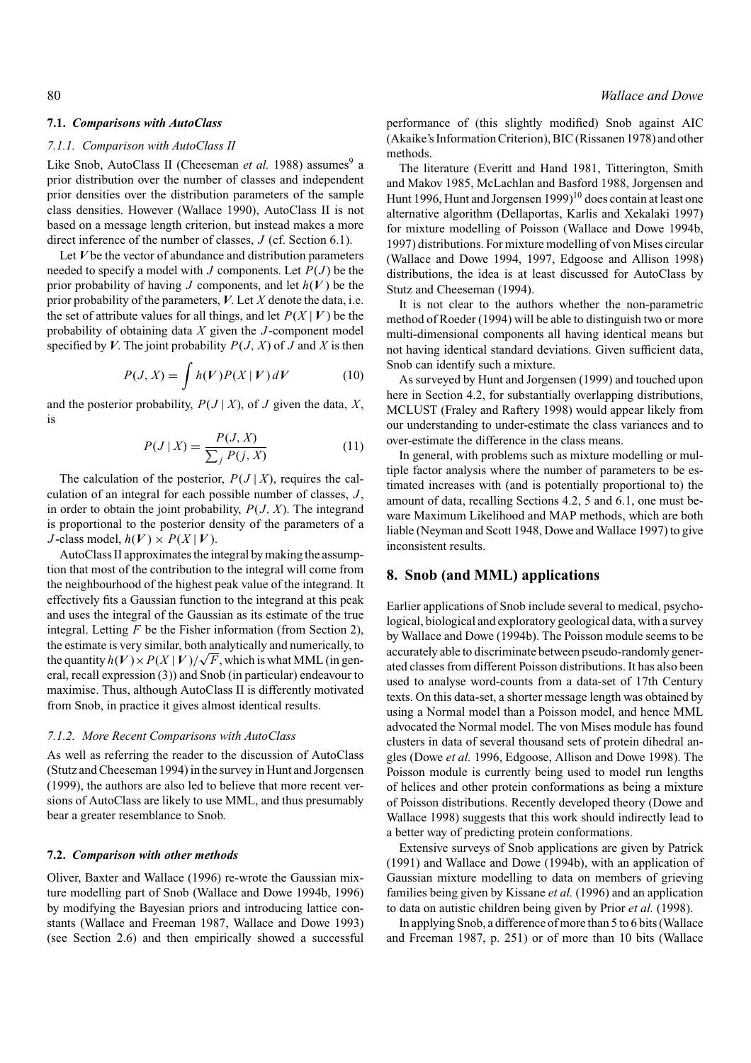### 7.1. *Comparisons with AutoClass*

#### *7.1.1. Comparison with AutoClass II*

Like Snob, AutoClass II (Cheeseman *et al.* 1988) assumes[9] a prior distribution over the number of classes and independent prior densities over the distribution parameters of the sample class densities. However (Wallace 1990), AutoClass II is not based on a message length criterion, but instead makes a more direct inference of the number of classes, $J$ (cf. Section 6.1).

Let $\boldsymbol{V}$ be the vector of abundance and distribution parameters needed to specify a model with $J$ components. Let $P(J)$ be the prior probability of having $J$ components, and let $h(\boldsymbol{V})$ be the prior probability of the parameters, $\boldsymbol{V}$. Let $X$ denote the data, i.e. the set of attribute values for all things, and let $P(X \mid \boldsymbol{V})$ be the probability of obtaining data $X$ given the $J$-component model specified by $\boldsymbol{V}$. The joint probability $P(J, X)$ of $J$ and $X$ is then

$$P(J, X) = \int h(\boldsymbol{V}) P(X \mid \boldsymbol{V})\, d\boldsymbol{V} \tag{10}$$

and the posterior probability, $P(J \mid X)$, of $J$ given the data, $X$, is

$$P(J \mid X) = \frac{P(J, X)}{\sum_j P(j, X)} \tag{11}$$

The calculation of the posterior, $P(J \mid X)$, requires the calculation of an integral for each possible number of classes, $J$, in order to obtain the joint probability, $P(J, X)$. The integrand is proportional to the posterior density of the parameters of a $J$-class model, $h(\boldsymbol{V}) \times P(X \mid \boldsymbol{V})$.

AutoClass II approximates the integral by making the assumption that most of the contribution to the integral will come from the neighbourhood of the highest peak value of the integrand. It effectively fits a Gaussian function to the integrand at this peak and uses the integral of the Gaussian as its estimate of the true integral. Letting $F$ be the Fisher information (from Section 2), the estimate is very similar, both analytically and numerically, to the quantity $h(\boldsymbol{V}) \times P(X \mid \boldsymbol{V})/\sqrt{F}$, which is what MML (in general, recall expression (3)) and Snob (in particular) endeavour to maximise. Thus, although AutoClass II is differently motivated from Snob, in practice it gives almost identical results.

#### *7.1.2. More Recent Comparisons with AutoClass*

As well as referring the reader to the discussion of AutoClass (Stutz and Cheeseman 1994) in the survey in Hunt and Jorgensen (1999), the authors are also led to believe that more recent versions of AutoClass are likely to use MML, and thus presumably bear a greater resemblance to Snob.

### 7.2. *Comparison with other methods*

Oliver, Baxter and Wallace (1996) re-wrote the Gaussian mixture modelling part of Snob (Wallace and Dowe 1994b, 1996) by modifying the Bayesian priors and introducing lattice constants (Wallace and Freeman 1987, Wallace and Dowe 1993) (see Section 2.6) and then empirically showed a successful performance of (this slightly modified) Snob against AIC (Akaike's Information Criterion), BIC (Rissanen 1978) and other methods.

The literature (Everitt and Hand 1981, Titterington, Smith and Makov 1985, McLachlan and Basford 1988, Jorgensen and Hunt 1996, Hunt and Jorgensen 1999)[10] does contain at least one alternative algorithm (Dellaportas, Karlis and Xekalaki 1997) for mixture modelling of Poisson (Wallace and Dowe 1994b, 1997) distributions. For mixture modelling of von Mises circular (Wallace and Dowe 1994, 1997, Edgoose and Allison 1998) distributions, the idea is at least discussed for AutoClass by Stutz and Cheeseman (1994).

It is not clear to the authors whether the non-parametric method of Roeder (1994) will be able to distinguish two or more multi-dimensional components all having identical means but not having identical standard deviations. Given sufficient data, Snob can identify such a mixture.

As surveyed by Hunt and Jorgensen (1999) and touched upon here in Section 4.2, for substantially overlapping distributions, MCLUST (Fraley and Raftery 1998) would appear likely from our understanding to under-estimate the class variances and to over-estimate the difference in the class means.

In general, with problems such as mixture modelling or multiple factor analysis where the number of parameters to be estimated increases with (and is potentially proportional to) the amount of data, recalling Sections 4.2, 5 and 6.1, one must beware Maximum Likelihood and MAP methods, which are both liable (Neyman and Scott 1948, Dowe and Wallace 1997) to give inconsistent results.

## 8. Snob (and MML) applications

Earlier applications of Snob include several to medical, psychological, biological and exploratory geological data, with a survey by Wallace and Dowe (1994b). The Poisson module seems to be accurately able to discriminate between pseudo-randomly generated classes from different Poisson distributions. It has also been used to analyse word-counts from a data-set of 17th Century texts. On this data-set, a shorter message length was obtained by using a Normal model than a Poisson model, and hence MML advocated the Normal model. The von Mises module has found clusters in data of several thousand sets of protein dihedral angles (Dowe *et al.* 1996, Edgoose, Allison and Dowe 1998). The Poisson module is currently being used to model run lengths of helices and other protein conformations as being a mixture of Poisson distributions. Recently developed theory (Dowe and Wallace 1998) suggests that this work should indirectly lead to a better way of predicting protein conformations.

Extensive surveys of Snob applications are given by Patrick (1991) and Wallace and Dowe (1994b), with an application of Gaussian mixture modelling to data on members of grieving families being given by Kissane *et al.* (1996) and an application to data on autistic children being given by Prior *et al.* (1998).

In applying Snob, a difference of more than 5 to 6 bits (Wallace and Freeman 1987, p. 251) or of more than 10 bits (Wallace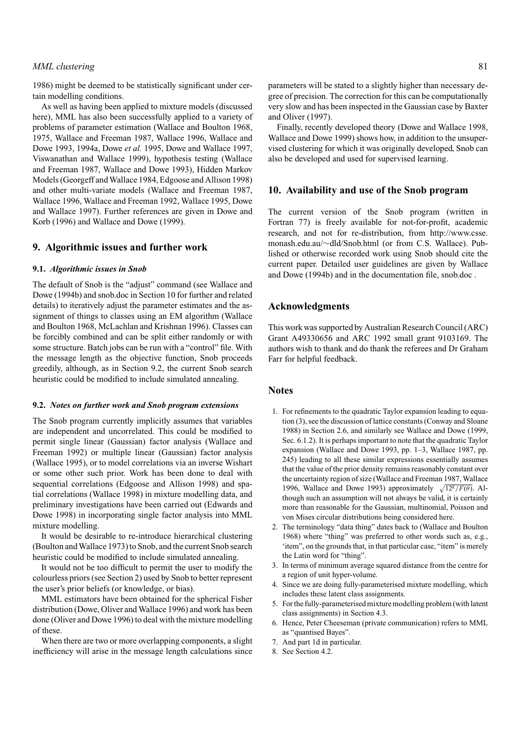1986) might be deemed to be statistically significant under certain modelling conditions.

As well as having been applied to mixture models (discussed here), MML has also been successfully applied to a variety of problems of parameter estimation (Wallace and Boulton 1968, 1975, Wallace and Freeman 1987, Wallace 1996, Wallace and Dowe 1993, 1994a, Dowe *et al.* 1995, Dowe and Wallace 1997, Viswanathan and Wallace 1999), hypothesis testing (Wallace and Freeman 1987, Wallace and Dowe 1993), Hidden Markov Models (Georgeff and Wallace 1984, Edgoose and Allison 1998) and other multi-variate models (Wallace and Freeman 1987, Wallace 1996, Wallace and Freeman 1992, Wallace 1995, Dowe and Wallace 1997). Further references are given in Dowe and Korb (1996) and Wallace and Dowe (1999).

## 9. Algorithmic issues and further work

### 9.1. *Algorithmic issues in Snob*

The default of Snob is the "adjust" command (see Wallace and Dowe (1994b) and snob.doc in Section 10 for further and related details) to iteratively adjust the parameter estimates and the assignment of things to classes using an EM algorithm (Wallace and Boulton 1968, McLachlan and Krishnan 1996). Classes can be forcibly combined and can be split either randomly or with some structure. Batch jobs can be run with a "control" file. With the message length as the objective function, Snob proceeds greedily, although, as in Section 9.2, the current Snob search heuristic could be modified to include simulated annealing.

### 9.2. *Notes on further work and Snob program extensions*

The Snob program currently implicitly assumes that variables are independent and uncorrelated. This could be modified to permit single linear (Gaussian) factor analysis (Wallace and Freeman 1992) or multiple linear (Gaussian) factor analysis (Wallace 1995), or to model correlations via an inverse Wishart or some other such prior. Work has been done to deal with sequential correlations (Edgoose and Allison 1998) and spatial correlations (Wallace 1998) in mixture modelling data, and preliminary investigations have been carried out (Edwards and Dowe 1998) in incorporating single factor analysis into MML mixture modelling.

It would be desirable to re-introduce hierarchical clustering (Boulton and Wallace 1973) to Snob, and the current Snob search heuristic could be modified to include simulated annealing.

It would not be too difficult to permit the user to modify the colourless priors (see Section 2) used by Snob to better represent the user's prior beliefs (or knowledge, or bias).

MML estimators have been obtained for the spherical Fisher distribution (Dowe, Oliver and Wallace 1996) and work has been done (Oliver and Dowe 1996) to deal with the mixture modelling of these.

When there are two or more overlapping components, a slight inefficiency will arise in the message length calculations since parameters will be stated to a slightly higher than necessary degree of precision. The correction for this can be computationally very slow and has been inspected in the Gaussian case by Baxter and Oliver (1997).

Finally, recently developed theory (Dowe and Wallace 1998, Wallace and Dowe 1999) shows how, in addition to the unsupervised clustering for which it was originally developed, Snob can also be developed and used for supervised learning.

## 10. Availability and use of the Snob program

The current version of the Snob program (written in Fortran 77) is freely available for not-for-profit, academic research, and not for re-distribution, from http://www.csse.monash.edu.au/~dld/Snob.html (or from C.S. Wallace). Published or otherwise recorded work using Snob should cite the current paper. Detailed user guidelines are given by Wallace and Dowe (1994b) and in the documentation file, snob.doc .

## Acknowledgments

This work was supported by Australian Research Council (ARC) Grant A49330656 and ARC 1992 small grant 9103169. The authors wish to thank and do thank the referees and Dr Graham Farr for helpful feedback.

## Notes

1. For refinements to the quadratic Taylor expansion leading to equation (3), see the discussion of lattice constants (Conway and Sloane 1988) in Section 2.6, and similarly see Wallace and Dowe (1999, Sec. 6.1.2). It is perhaps important to note that the quadratic Taylor expansion (Wallace and Dowe 1993, pp. 1–3, Wallace 1987, pp. 245) leading to all these similar expressions essentially assumes that the value of the prior density remains reasonably constant over the uncertainty region of size (Wallace and Freeman 1987, Wallace 1996, Wallace and Dowe 1993) approximately $\sqrt{12^k/F(\theta)}$. Although such an assumption will not always be valid, it is certainly more than reasonable for the Gaussian, multinomial, Poisson and von Mises circular distributions being considered here.
2. The terminology "data thing" dates back to (Wallace and Boulton 1968) where "thing" was preferred to other words such as, e.g., 'item", on the grounds that, in that particular case, "item" is merely the Latin word for "thing".
3. In terms of minimum average squared distance from the centre for a region of unit hyper-volume.
4. Since we are doing fully-parameterised mixture modelling, which includes these latent class assignments.
5. For the fully-parameterised mixture modelling problem (with latent class assignments) in Section 4.3.
6. Hence, Peter Cheeseman (private communication) refers to MML as "quantised Bayes".
7. And part 1d in particular.
8. See Section 4.2.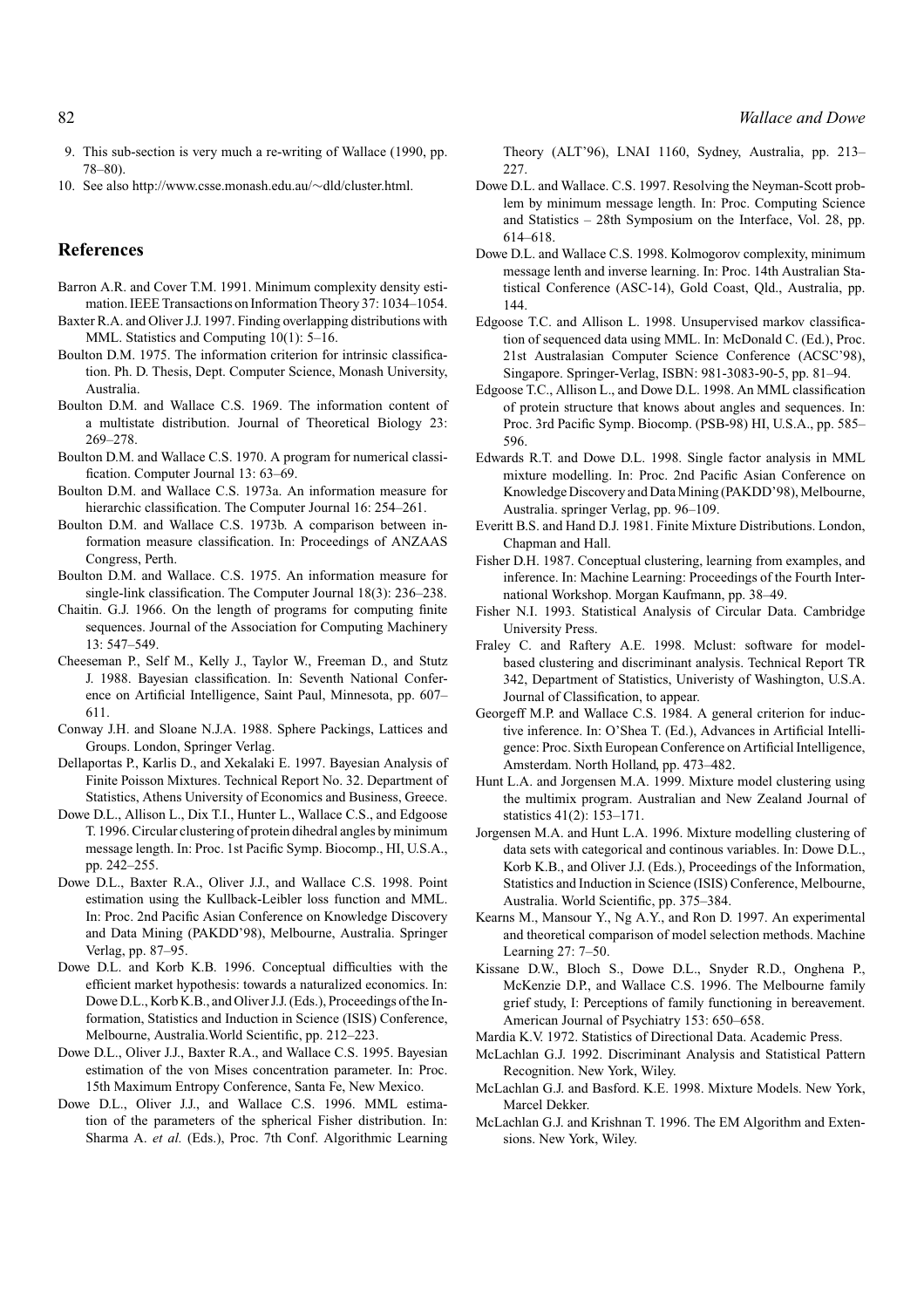9. This sub-section is very much a re-writing of Wallace (1990, pp. 78–80).
10. See also http://www.csse.monash.edu.au/∼dld/cluster.html.

## References

Barron A.R. and Cover T.M. 1991. Minimum complexity density estimation. IEEE Transactions on Information Theory 37: 1034–1054.

Baxter R.A. and Oliver J.J. 1997. Finding overlapping distributions with MML. Statistics and Computing 10(1): 5–16.

Boulton D.M. 1975. The information criterion for intrinsic classification. Ph. D. Thesis, Dept. Computer Science, Monash University, Australia.

Boulton D.M. and Wallace C.S. 1969. The information content of a multistate distribution. Journal of Theoretical Biology 23: 269–278.

Boulton D.M. and Wallace C.S. 1970. A program for numerical classification. Computer Journal 13: 63–69.

Boulton D.M. and Wallace C.S. 1973a. An information measure for hierarchic classification. The Computer Journal 16: 254–261.

Boulton D.M. and Wallace C.S. 1973b. A comparison between information measure classification. In: Proceedings of ANZAAS Congress, Perth.

Boulton D.M. and Wallace. C.S. 1975. An information measure for single-link classification. The Computer Journal 18(3): 236–238.

Chaitin. G.J. 1966. On the length of programs for computing finite sequences. Journal of the Association for Computing Machinery 13: 547–549.

Cheeseman P., Self M., Kelly J., Taylor W., Freeman D., and Stutz J. 1988. Bayesian classification. In: Seventh National Conference on Artificial Intelligence, Saint Paul, Minnesota, pp. 607–611.

Conway J.H. and Sloane N.J.A. 1988. Sphere Packings, Lattices and Groups. London, Springer Verlag.

Dellaportas P., Karlis D., and Xekalaki E. 1997. Bayesian Analysis of Finite Poisson Mixtures. Technical Report No. 32. Department of Statistics, Athens University of Economics and Business, Greece.

Dowe D.L., Allison L., Dix T.I., Hunter L., Wallace C.S., and Edgoose T. 1996. Circular clustering of protein dihedral angles by minimum message length. In: Proc. 1st Pacific Symp. Biocomp., HI, U.S.A., pp. 242–255.

Dowe D.L., Baxter R.A., Oliver J.J., and Wallace C.S. 1998. Point estimation using the Kullback-Leibler loss function and MML. In: Proc. 2nd Pacific Asian Conference on Knowledge Discovery and Data Mining (PAKDD'98), Melbourne, Australia. Springer Verlag, pp. 87–95.

Dowe D.L. and Korb K.B. 1996. Conceptual difficulties with the efficient market hypothesis: towards a naturalized economics. In: Dowe D.L., Korb K.B., and Oliver J.J. (Eds.), Proceedings of the Information, Statistics and Induction in Science (ISIS) Conference, Melbourne, Australia.World Scientific, pp. 212–223.

Dowe D.L., Oliver J.J., Baxter R.A., and Wallace C.S. 1995. Bayesian estimation of the von Mises concentration parameter. In: Proc. 15th Maximum Entropy Conference, Santa Fe, New Mexico.

Dowe D.L., Oliver J.J., and Wallace C.S. 1996. MML estimation of the parameters of the spherical Fisher distribution. In: Sharma A. *et al.* (Eds.), Proc. 7th Conf. Algorithmic Learning Theory (ALT'96), LNAI 1160, Sydney, Australia, pp. 213–227.

Dowe D.L. and Wallace. C.S. 1997. Resolving the Neyman-Scott problem by minimum message length. In: Proc. Computing Science and Statistics – 28th Symposium on the Interface, Vol. 28, pp. 614–618.

Dowe D.L. and Wallace C.S. 1998. Kolmogorov complexity, minimum message lenth and inverse learning. In: Proc. 14th Australian Statistical Conference (ASC-14), Gold Coast, Qld., Australia, pp. 144.

Edgoose T.C. and Allison L. 1998. Unsupervised markov classification of sequenced data using MML. In: McDonald C. (Ed.), Proc. 21st Australasian Computer Science Conference (ACSC'98), Singapore. Springer-Verlag, ISBN: 981-3083-90-5, pp. 81–94.

Edgoose T.C., Allison L., and Dowe D.L. 1998. An MML classification of protein structure that knows about angles and sequences. In: Proc. 3rd Pacific Symp. Biocomp. (PSB-98) HI, U.S.A., pp. 585–596.

Edwards R.T. and Dowe D.L. 1998. Single factor analysis in MML mixture modelling. In: Proc. 2nd Pacific Asian Conference on Knowledge Discovery and Data Mining (PAKDD'98), Melbourne, Australia. springer Verlag, pp. 96–109.

Everitt B.S. and Hand D.J. 1981. Finite Mixture Distributions. London, Chapman and Hall.

Fisher D.H. 1987. Conceptual clustering, learning from examples, and inference. In: Machine Learning: Proceedings of the Fourth International Workshop. Morgan Kaufmann, pp. 38–49.

Fisher N.I. 1993. Statistical Analysis of Circular Data. Cambridge University Press.

Fraley C. and Raftery A.E. 1998. Mclust: software for model-based clustering and discriminant analysis. Technical Report TR 342, Department of Statistics, Univeristy of Washington, U.S.A. Journal of Classification, to appear.

Georgeff M.P. and Wallace C.S. 1984. A general criterion for inductive inference. In: O'Shea T. (Ed.), Advances in Artificial Intelligence: Proc. Sixth European Conference on Artificial Intelligence, Amsterdam. North Holland, pp. 473–482.

Hunt L.A. and Jorgensen M.A. 1999. Mixture model clustering using the multimix program. Australian and New Zealand Journal of statistics 41(2): 153–171.

Jorgensen M.A. and Hunt L.A. 1996. Mixture modelling clustering of data sets with categorical and continous variables. In: Dowe D.L., Korb K.B., and Oliver J.J. (Eds.), Proceedings of the Information, Statistics and Induction in Science (ISIS) Conference, Melbourne, Australia. World Scientific, pp. 375–384.

Kearns M., Mansour Y., Ng A.Y., and Ron D. 1997. An experimental and theoretical comparison of model selection methods. Machine Learning 27: 7–50.

Kissane D.W., Bloch S., Dowe D.L., Snyder R.D., Onghena P., McKenzie D.P., and Wallace C.S. 1996. The Melbourne family grief study, I: Perceptions of family functioning in bereavement. American Journal of Psychiatry 153: 650–658.

Mardia K.V. 1972. Statistics of Directional Data. Academic Press.

McLachlan G.J. 1992. Discriminant Analysis and Statistical Pattern Recognition. New York, Wiley.

McLachlan G.J. and Basford. K.E. 1998. Mixture Models. New York, Marcel Dekker.

McLachlan G.J. and Krishnan T. 1996. The EM Algorithm and Extensions. New York, Wiley.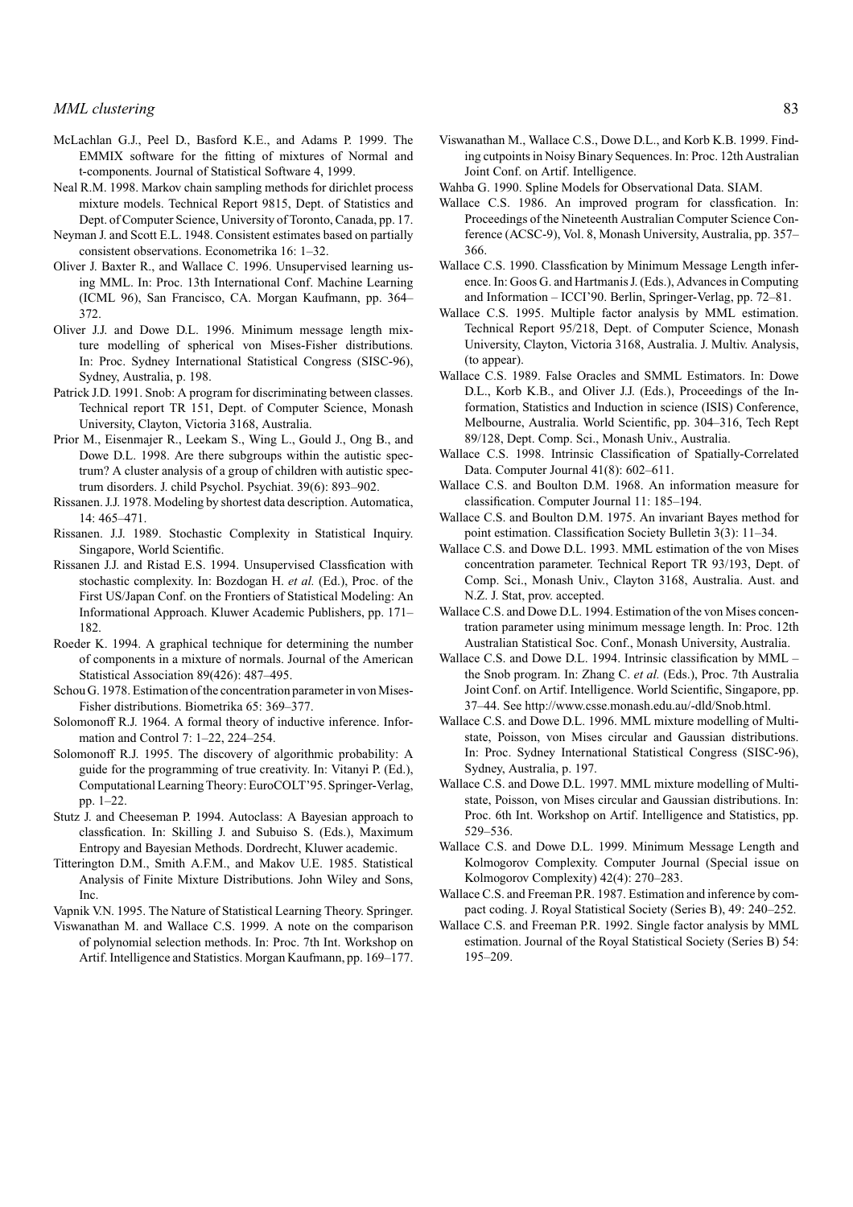McLachlan G.J., Peel D., Basford K.E., and Adams P. 1999. The EMMIX software for the fitting of mixtures of Normal and t-components. Journal of Statistical Software 4, 1999.

Neal R.M. 1998. Markov chain sampling methods for dirichlet process mixture models. Technical Report 9815, Dept. of Statistics and Dept. of Computer Science, University of Toronto, Canada, pp. 17.

Neyman J. and Scott E.L. 1948. Consistent estimates based on partially consistent observations. Econometrika 16: 1–32.

Oliver J. Baxter R., and Wallace C. 1996. Unsupervised learning using MML. In: Proc. 13th International Conf. Machine Learning (ICML 96), San Francisco, CA. Morgan Kaufmann, pp. 364–372.

Oliver J.J. and Dowe D.L. 1996. Minimum message length mixture modelling of spherical von Mises-Fisher distributions. In: Proc. Sydney International Statistical Congress (SISC-96), Sydney, Australia, p. 198.

Patrick J.D. 1991. Snob: A program for discriminating between classes. Technical report TR 151, Dept. of Computer Science, Monash University, Clayton, Victoria 3168, Australia.

Prior M., Eisenmajer R., Leekam S., Wing L., Gould J., Ong B., and Dowe D.L. 1998. Are there subgroups within the autistic spectrum? A cluster analysis of a group of children with autistic spectrum disorders. J. child Psychol. Psychiat. 39(6): 893–902.

Rissanen. J.J. 1978. Modeling by shortest data description. Automatica, 14: 465–471.

Rissanen. J.J. 1989. Stochastic Complexity in Statistical Inquiry. Singapore, World Scientific.

Rissanen J.J. and Ristad E.S. 1994. Unsupervised Classfication with stochastic complexity. In: Bozdogan H. *et al.* (Ed.), Proc. of the First US/Japan Conf. on the Frontiers of Statistical Modeling: An Informational Approach. Kluwer Academic Publishers, pp. 171–182.

Roeder K. 1994. A graphical technique for determining the number of components in a mixture of normals. Journal of the American Statistical Association 89(426): 487–495.

Schou G. 1978. Estimation of the concentration parameter in von Mises-Fisher distributions. Biometrika 65: 369–377.

Solomonoff R.J. 1964. A formal theory of inductive inference. Information and Control 7: 1–22, 224–254.

Solomonoff R.J. 1995. The discovery of algorithmic probability: A guide for the programming of true creativity. In: Vitanyi P. (Ed.), Computational Learning Theory: EuroCOLT'95. Springer-Verlag, pp. 1–22.

Stutz J. and Cheeseman P. 1994. Autoclass: A Bayesian approach to classfication. In: Skilling J. and Subuiso S. (Eds.), Maximum Entropy and Bayesian Methods. Dordrecht, Kluwer academic.

Titterington D.M., Smith A.F.M., and Makov U.E. 1985. Statistical Analysis of Finite Mixture Distributions. John Wiley and Sons, Inc.

Vapnik V.N. 1995. The Nature of Statistical Learning Theory. Springer.

Viswanathan M. and Wallace C.S. 1999. A note on the comparison of polynomial selection methods. In: Proc. 7th Int. Workshop on Artif. Intelligence and Statistics. Morgan Kaufmann, pp. 169–177.

Viswanathan M., Wallace C.S., Dowe D.L., and Korb K.B. 1999. Finding cutpoints in Noisy Binary Sequences. In: Proc. 12th Australian Joint Conf. on Artif. Intelligence.

Wahba G. 1990. Spline Models for Observational Data. SIAM.

Wallace C.S. 1986. An improved program for classfication. In: Proceedings of the Nineteenth Australian Computer Science Conference (ACSC-9), Vol. 8, Monash University, Australia, pp. 357–366.

Wallace C.S. 1990. Classfication by Minimum Message Length inference. In: Goos G. and Hartmanis J. (Eds.), Advances in Computing and Information – ICCI'90. Berlin, Springer-Verlag, pp. 72–81.

Wallace C.S. 1995. Multiple factor analysis by MML estimation. Technical Report 95/218, Dept. of Computer Science, Monash University, Clayton, Victoria 3168, Australia. J. Multiv. Analysis, (to appear).

Wallace C.S. 1989. False Oracles and SMML Estimators. In: Dowe D.L., Korb K.B., and Oliver J.J. (Eds.), Proceedings of the Information, Statistics and Induction in science (ISIS) Conference, Melbourne, Australia. World Scientific, pp. 304–316, Tech Rept 89/128, Dept. Comp. Sci., Monash Univ., Australia.

Wallace C.S. 1998. Intrinsic Classification of Spatially-Correlated Data. Computer Journal 41(8): 602–611.

Wallace C.S. and Boulton D.M. 1968. An information measure for classification. Computer Journal 11: 185–194.

Wallace C.S. and Boulton D.M. 1975. An invariant Bayes method for point estimation. Classification Society Bulletin 3(3): 11–34.

Wallace C.S. and Dowe D.L. 1993. MML estimation of the von Mises concentration parameter. Technical Report TR 93/193, Dept. of Comp. Sci., Monash Univ., Clayton 3168, Australia. Aust. and N.Z. J. Stat, prov. accepted.

Wallace C.S. and Dowe D.L. 1994. Estimation of the von Mises concentration parameter using minimum message length. In: Proc. 12th Australian Statistical Soc. Conf., Monash University, Australia.

Wallace C.S. and Dowe D.L. 1994. Intrinsic classification by MML – the Snob program. In: Zhang C. *et al.* (Eds.), Proc. 7th Australia Joint Conf. on Artif. Intelligence. World Scientific, Singapore, pp. 37–44. See http://www.csse.monash.edu.au/-dld/Snob.html.

Wallace C.S. and Dowe D.L. 1996. MML mixture modelling of Multistate, Poisson, von Mises circular and Gaussian distributions. In: Proc. Sydney International Statistical Congress (SISC-96), Sydney, Australia, p. 197.

Wallace C.S. and Dowe D.L. 1997. MML mixture modelling of Multistate, Poisson, von Mises circular and Gaussian distributions. In: Proc. 6th Int. Workshop on Artif. Intelligence and Statistics, pp. 529–536.

Wallace C.S. and Dowe D.L. 1999. Minimum Message Length and Kolmogorov Complexity. Computer Journal (Special issue on Kolmogorov Complexity) 42(4): 270–283.

Wallace C.S. and Freeman P.R. 1987. Estimation and inference by compact coding. J. Royal Statistical Society (Series B), 49: 240–252.

Wallace C.S. and Freeman P.R. 1992. Single factor analysis by MML estimation. Journal of the Royal Statistical Society (Series B) 54: 195–209.